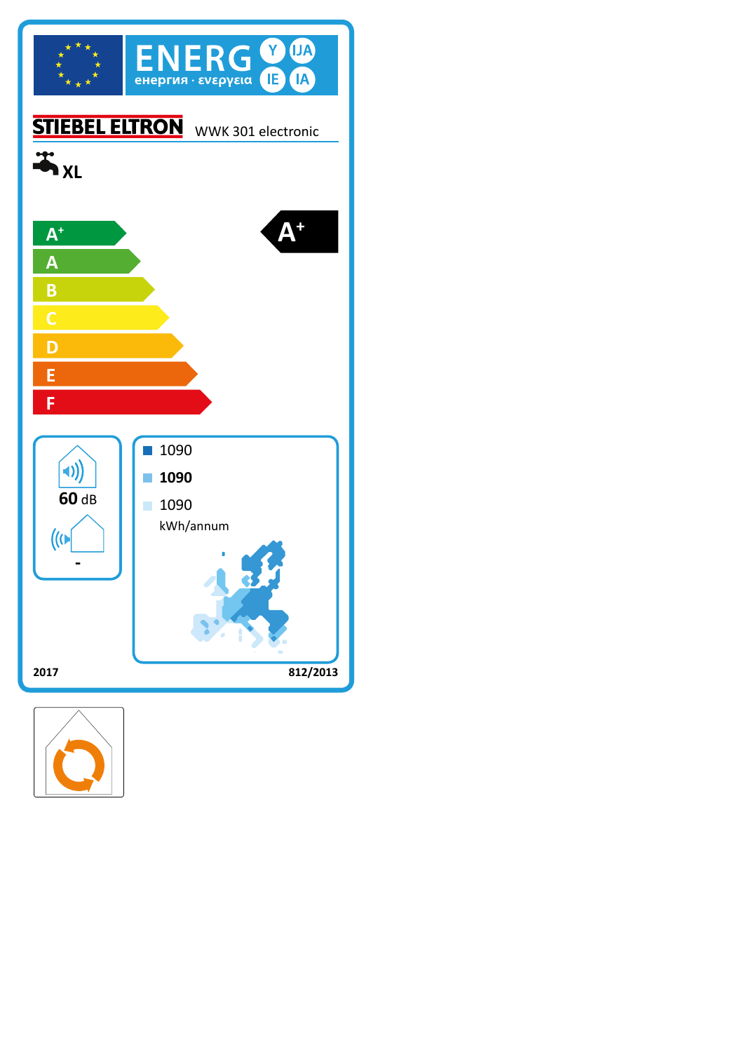# ENERG Y IJA IE IA

енергия · ενεργεια

**STIEBEL ELTRON** WWK 301 electronic

**XL**

- A+
- A
- B
- C
- D
- E
- F

**A+**

60 dB

\-

1090

**1090**

1090

kWh/annum

2017

812/2013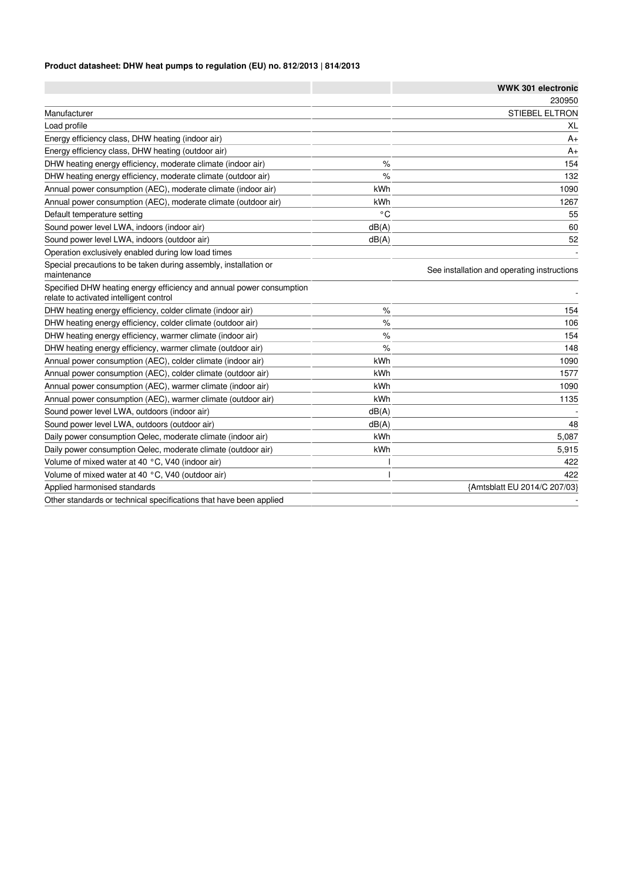**Product datasheet: DHW heat pumps to regulation (EU) no. 812/2013 | 814/2013**

| | | WWK 301 electronic |
|---|---|---|
| | | 230950 |
| Manufacturer | | STIEBEL ELTRON |
| Load profile | | XL |
| Energy efficiency class, DHW heating (indoor air) | | A+ |
| Energy efficiency class, DHW heating (outdoor air) | | A+ |
| DHW heating energy efficiency, moderate climate (indoor air) | % | 154 |
| DHW heating energy efficiency, moderate climate (outdoor air) | % | 132 |
| Annual power consumption (AEC), moderate climate (indoor air) | kWh | 1090 |
| Annual power consumption (AEC), moderate climate (outdoor air) | kWh | 1267 |
| Default temperature setting | °C | 55 |
| Sound power level LWA, indoors (indoor air) | dB(A) | 60 |
| Sound power level LWA, indoors (outdoor air) | dB(A) | 52 |
| Operation exclusively enabled during low load times | | - |
| Special precautions to be taken during assembly, installation or maintenance | | See installation and operating instructions |
| Specified DHW heating energy efficiency and annual power consumption relate to activated intelligent control | | - |
| DHW heating energy efficiency, colder climate (indoor air) | % | 154 |
| DHW heating energy efficiency, colder climate (outdoor air) | % | 106 |
| DHW heating energy efficiency, warmer climate (indoor air) | % | 154 |
| DHW heating energy efficiency, warmer climate (outdoor air) | % | 148 |
| Annual power consumption (AEC), colder climate (indoor air) | kWh | 1090 |
| Annual power consumption (AEC), colder climate (outdoor air) | kWh | 1577 |
| Annual power consumption (AEC), warmer climate (indoor air) | kWh | 1090 |
| Annual power consumption (AEC), warmer climate (outdoor air) | kWh | 1135 |
| Sound power level LWA, outdoors (indoor air) | dB(A) | - |
| Sound power level LWA, outdoors (outdoor air) | dB(A) | 48 |
| Daily power consumption Qelec, moderate climate (indoor air) | kWh | 5,087 |
| Daily power consumption Qelec, moderate climate (outdoor air) | kWh | 5,915 |
| Volume of mixed water at 40 °C, V40 (indoor air) | l | 422 |
| Volume of mixed water at 40 °C, V40 (outdoor air) | l | 422 |
| Applied harmonised standards | | {Amtsblatt EU 2014/C 207/03} |
| Other standards or technical specifications that have been applied | | - |